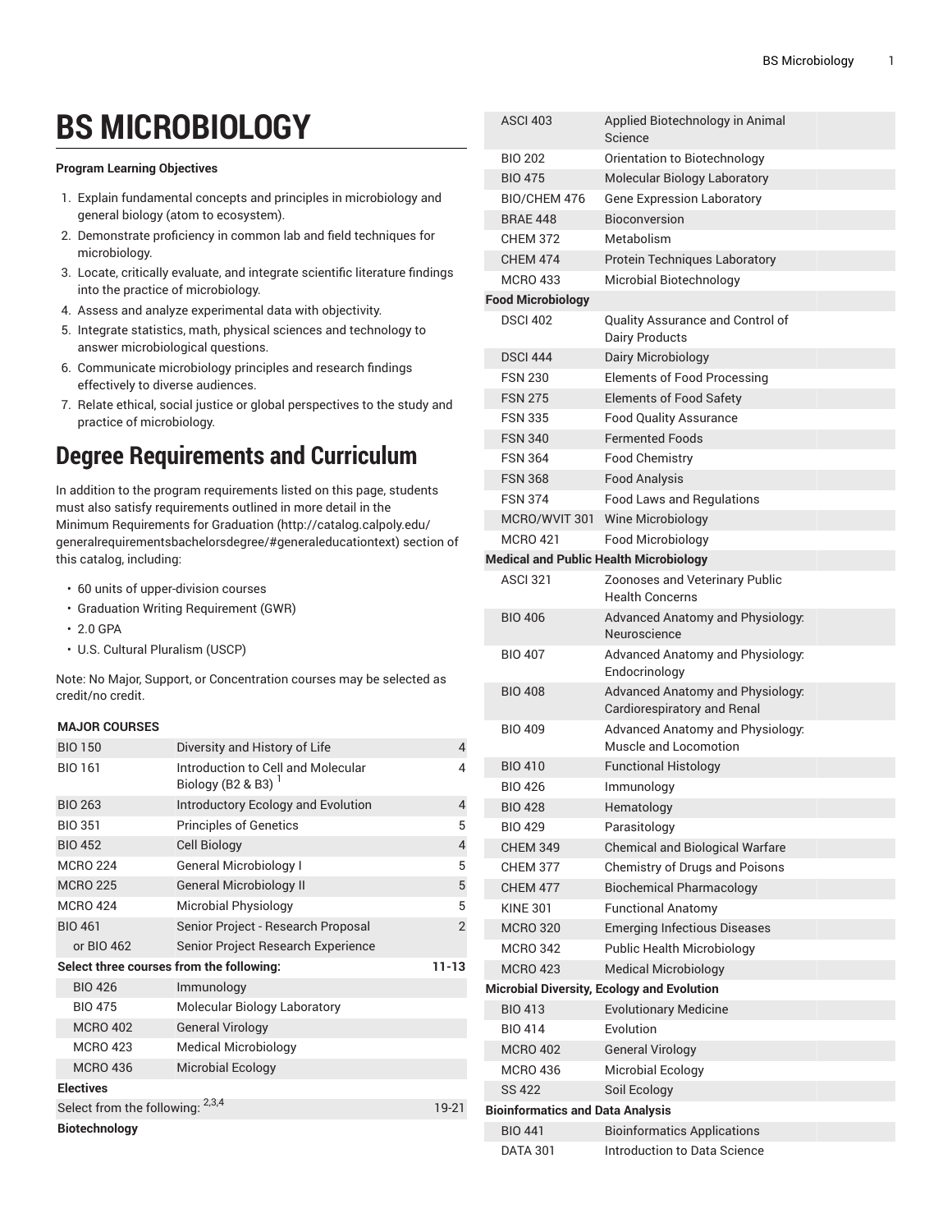# BS MICROBIOLOGY

**Program Learning Objectives**

1. Explain fundamental concepts and principles in microbiology and general biology (atom to ecosystem).
2. Demonstrate proficiency in common lab and field techniques for microbiology.
3. Locate, critically evaluate, and integrate scientific literature findings into the practice of microbiology.
4. Assess and analyze experimental data with objectivity.
5. Integrate statistics, math, physical sciences and technology to answer microbiological questions.
6. Communicate microbiology principles and research findings effectively to diverse audiences.
7. Relate ethical, social justice or global perspectives to the study and practice of microbiology.

## Degree Requirements and Curriculum

In addition to the program requirements listed on this page, students must also satisfy requirements outlined in more detail in the Minimum Requirements for Graduation (http://catalog.calpoly.edu/generalrequirementsbachelorsdegree/#generaleducationtext) section of this catalog, including:

- 60 units of upper-division courses
- Graduation Writing Requirement (GWR)
- 2.0 GPA
- U.S. Cultural Pluralism (USCP)

Note: No Major, Support, or Concentration courses may be selected as credit/no credit.

| **MAJOR COURSES** | | |
|---|---|---|
| BIO 150 | Diversity and History of Life | 4 |
| BIO 161 | Introduction to Cell and Molecular Biology (B2 & B3) [1] | 4 |
| BIO 263 | Introductory Ecology and Evolution | 4 |
| BIO 351 | Principles of Genetics | 5 |
| BIO 452 | Cell Biology | 4 |
| MCRO 224 | General Microbiology I | 5 |
| MCRO 225 | General Microbiology II | 5 |
| MCRO 424 | Microbial Physiology | 5 |
| BIO 461 | Senior Project - Research Proposal | 2 |
| or BIO 462 | Senior Project Research Experience | |
| **Select three courses from the following:** | | **11-13** |
| BIO 426 | Immunology | |
| BIO 475 | Molecular Biology Laboratory | |
| MCRO 402 | General Virology | |
| MCRO 423 | Medical Microbiology | |
| MCRO 436 | Microbial Ecology | |
| **Electives** | | |
| Select from the following: [2,3,4] | | 19-21 |
| **Biotechnology** | | |
| ASCI 403 | Applied Biotechnology in Animal Science | |
| BIO 202 | Orientation to Biotechnology | |
| BIO 475 | Molecular Biology Laboratory | |
| BIO/CHEM 476 | Gene Expression Laboratory | |
| BRAE 448 | Bioconversion | |
| CHEM 372 | Metabolism | |
| CHEM 474 | Protein Techniques Laboratory | |
| MCRO 433 | Microbial Biotechnology | |
| **Food Microbiology** | | |
| DSCI 402 | Quality Assurance and Control of Dairy Products | |
| DSCI 444 | Dairy Microbiology | |
| FSN 230 | Elements of Food Processing | |
| FSN 275 | Elements of Food Safety | |
| FSN 335 | Food Quality Assurance | |
| FSN 340 | Fermented Foods | |
| FSN 364 | Food Chemistry | |
| FSN 368 | Food Analysis | |
| FSN 374 | Food Laws and Regulations | |
| MCRO/WVIT 301 | Wine Microbiology | |
| MCRO 421 | Food Microbiology | |
| **Medical and Public Health Microbiology** | | |
| ASCI 321 | Zoonoses and Veterinary Public Health Concerns | |
| BIO 406 | Advanced Anatomy and Physiology: Neuroscience | |
| BIO 407 | Advanced Anatomy and Physiology: Endocrinology | |
| BIO 408 | Advanced Anatomy and Physiology: Cardiorespiratory and Renal | |
| BIO 409 | Advanced Anatomy and Physiology: Muscle and Locomotion | |
| BIO 410 | Functional Histology | |
| BIO 426 | Immunology | |
| BIO 428 | Hematology | |
| BIO 429 | Parasitology | |
| CHEM 349 | Chemical and Biological Warfare | |
| CHEM 377 | Chemistry of Drugs and Poisons | |
| CHEM 477 | Biochemical Pharmacology | |
| KINE 301 | Functional Anatomy | |
| MCRO 320 | Emerging Infectious Diseases | |
| MCRO 342 | Public Health Microbiology | |
| MCRO 423 | Medical Microbiology | |
| **Microbial Diversity, Ecology and Evolution** | | |
| BIO 413 | Evolutionary Medicine | |
| BIO 414 | Evolution | |
| MCRO 402 | General Virology | |
| MCRO 436 | Microbial Ecology | |
| SS 422 | Soil Ecology | |
| **Bioinformatics and Data Analysis** | | |
| BIO 441 | Bioinformatics Applications | |
| DATA 301 | Introduction to Data Science | |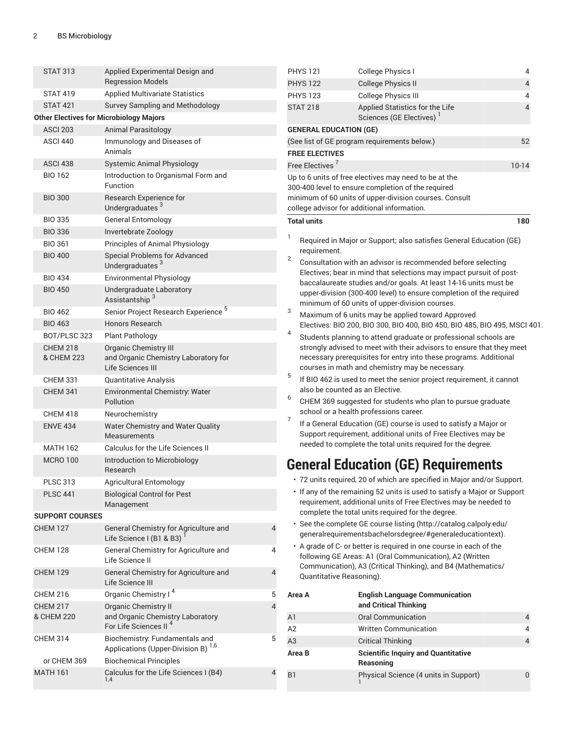| | | |
|---|---|---|
| STAT 313 | Applied Experimental Design and Regression Models | |
| STAT 419 | Applied Multivariate Statistics | |
| STAT 421 | Survey Sampling and Methodology | |
| **Other Electives for Microbiology Majors** | | |
| ASCI 203 | Animal Parasitology | |
| ASCI 440 | Immunology and Diseases of Animals | |
| ASCI 438 | Systemic Animal Physiology | |
| BIO 162 | Introduction to Organismal Form and Function | |
| BIO 300 | Research Experience for Undergraduates [3] | |
| BIO 335 | General Entomology | |
| BIO 336 | Invertebrate Zoology | |
| BIO 361 | Principles of Animal Physiology | |
| BIO 400 | Special Problems for Advanced Undergraduates [3] | |
| BIO 434 | Environmental Physiology | |
| BIO 450 | Undergraduate Laboratory Assistantship [3] | |
| BIO 462 | Senior Project Research Experience [5] | |
| BIO 463 | Honors Research | |
| BOT/PLSC 323 | Plant Pathology | |
| CHEM 218 & CHEM 223 | Organic Chemistry III and Organic Chemistry Laboratory for Life Sciences III | |
| CHEM 331 | Quantitative Analysis | |
| CHEM 341 | Environmental Chemistry: Water Pollution | |
| CHEM 418 | Neurochemistry | |
| ENVE 434 | Water Chemistry and Water Quality Measurements | |
| MATH 162 | Calculus for the Life Sciences II | |
| MCRO 100 | Introduction to Microbiology Research | |
| PLSC 313 | Agricultural Entomology | |
| PLSC 441 | Biological Control for Pest Management | |
| **SUPPORT COURSES** | | |
| CHEM 127 | General Chemistry for Agriculture and Life Science I (B1 & B3) [1] | 4 |
| CHEM 128 | General Chemistry for Agriculture and Life Science II | 4 |
| CHEM 129 | General Chemistry for Agriculture and Life Science III | 4 |
| CHEM 216 | Organic Chemistry I [4] | 5 |
| CHEM 217 & CHEM 220 | Organic Chemistry II and Organic Chemistry Laboratory For Life Sciences II [4] | 4 |
| CHEM 314 | Biochemistry: Fundamentals and Applications (Upper-Division B) [1,6] | 5 |
| or CHEM 369 | Biochemical Principles | |
| MATH 161 | Calculus for the Life Sciences I (B4) [1,4] | 4 |
| PHYS 121 | College Physics I | 4 |
| PHYS 122 | College Physics II | 4 |
| PHYS 123 | College Physics III | 4 |
| STAT 218 | Applied Statistics for the Life Sciences (GE Electives) [1] | 4 |
| **GENERAL EDUCATION (GE)** | | |
| (See list of GE program requirements below.) | | 52 |
| **FREE ELECTIVES** | | |
| Free Electives [7] | | 10-14 |
| Up to 6 units of free electives may need to be at the 300-400 level to ensure completion of the required minimum of 60 units of upper-division courses. Consult college advisor for additional information. | | |
| **Total units** | | **180** |

1. Required in Major or Support; also satisfies General Education (GE) requirement.
2. Consultation with an advisor is recommended before selecting Electives; bear in mind that selections may impact pursuit of post-baccalaureate studies and/or goals. At least 14-16 units must be upper-division (300-400 level) to ensure completion of the required minimum of 60 units of upper-division courses.
3. Maximum of 6 units may be applied toward Approved Electives: BIO 200, BIO 300, BIO 400, BIO 450, BIO 485, BIO 495, MSCI 401.
4. Students planning to attend graduate or professional schools are strongly advised to meet with their advisors to ensure that they meet necessary prerequisites for entry into these programs. Additional courses in math and chemistry may be necessary.
5. If BIO 462 is used to meet the senior project requirement, it cannot also be counted as an Elective.
6. CHEM 369 suggested for students who plan to pursue graduate school or a health professions career.
7. If a General Education (GE) course is used to satisfy a Major or Support requirement, additional units of Free Electives may be needed to complete the total units required for the degree.

# General Education (GE) Requirements

- 72 units required, 20 of which are specified in Major and/or Support.
- If any of the remaining 52 units is used to satisfy a Major or Support requirement, additional units of Free Electives may be needed to complete the total units required for the degree.
- See the complete GE course listing (http://catalog.calpoly.edu/generalrequirementsbachelorsdegree/#generaleducationtext).
- A grade of C- or better is required in one course in each of the following GE Areas: A1 (Oral Communication), A2 (Written Communication), A3 (Critical Thinking), and B4 (Mathematics/Quantitative Reasoning).

| | | |
|---|---|---|
| **Area A** | **English Language Communication and Critical Thinking** | |
| A1 | Oral Communication | 4 |
| A2 | Written Communication | 4 |
| A3 | Critical Thinking | 4 |
| **Area B** | **Scientific Inquiry and Quantitative Reasoning** | |
| B1 | Physical Science (4 units in Support) [1] | 0 |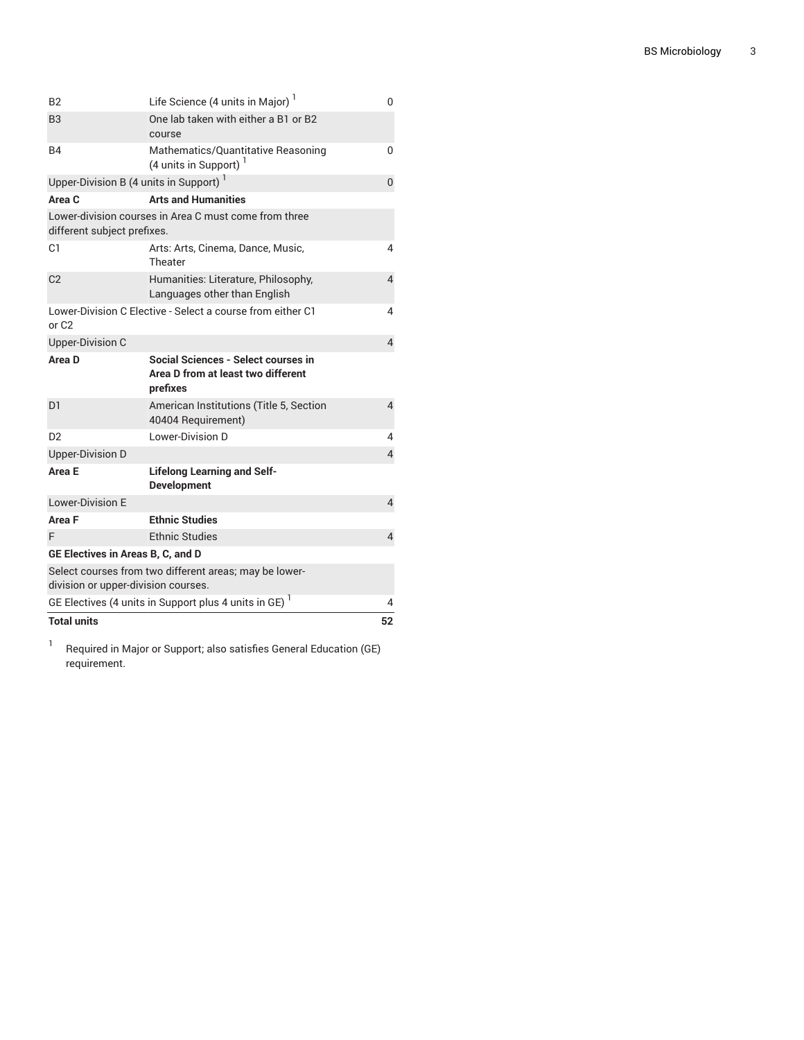| | | |
|---|---|---|
| B2 | Life Science (4 units in Major) [1] | 0 |
| B3 | One lab taken with either a B1 or B2 course | |
| B4 | Mathematics/Quantitative Reasoning (4 units in Support) [1] | 0 |
| Upper-Division B (4 units in Support) [1] | | 0 |
| **Area C** | **Arts and Humanities** | |
| Lower-division courses in Area C must come from three different subject prefixes. | | |
| C1 | Arts: Arts, Cinema, Dance, Music, Theater | 4 |
| C2 | Humanities: Literature, Philosophy, Languages other than English | 4 |
| Lower-Division C Elective - Select a course from either C1 or C2 | | 4 |
| Upper-Division C | | 4 |
| **Area D** | **Social Sciences - Select courses in Area D from at least two different prefixes** | |
| D1 | American Institutions (Title 5, Section 40404 Requirement) | 4 |
| D2 | Lower-Division D | 4 |
| Upper-Division D | | 4 |
| **Area E** | **Lifelong Learning and Self-Development** | |
| Lower-Division E | | 4 |
| **Area F** | **Ethnic Studies** | |
| F | Ethnic Studies | 4 |
| **GE Electives in Areas B, C, and D** | | |
| Select courses from two different areas; may be lower-division or upper-division courses. | | |
| GE Electives (4 units in Support plus 4 units in GE) [1] | | 4 |
| **Total units** | | **52** |

[1] Required in Major or Support; also satisfies General Education (GE) requirement.